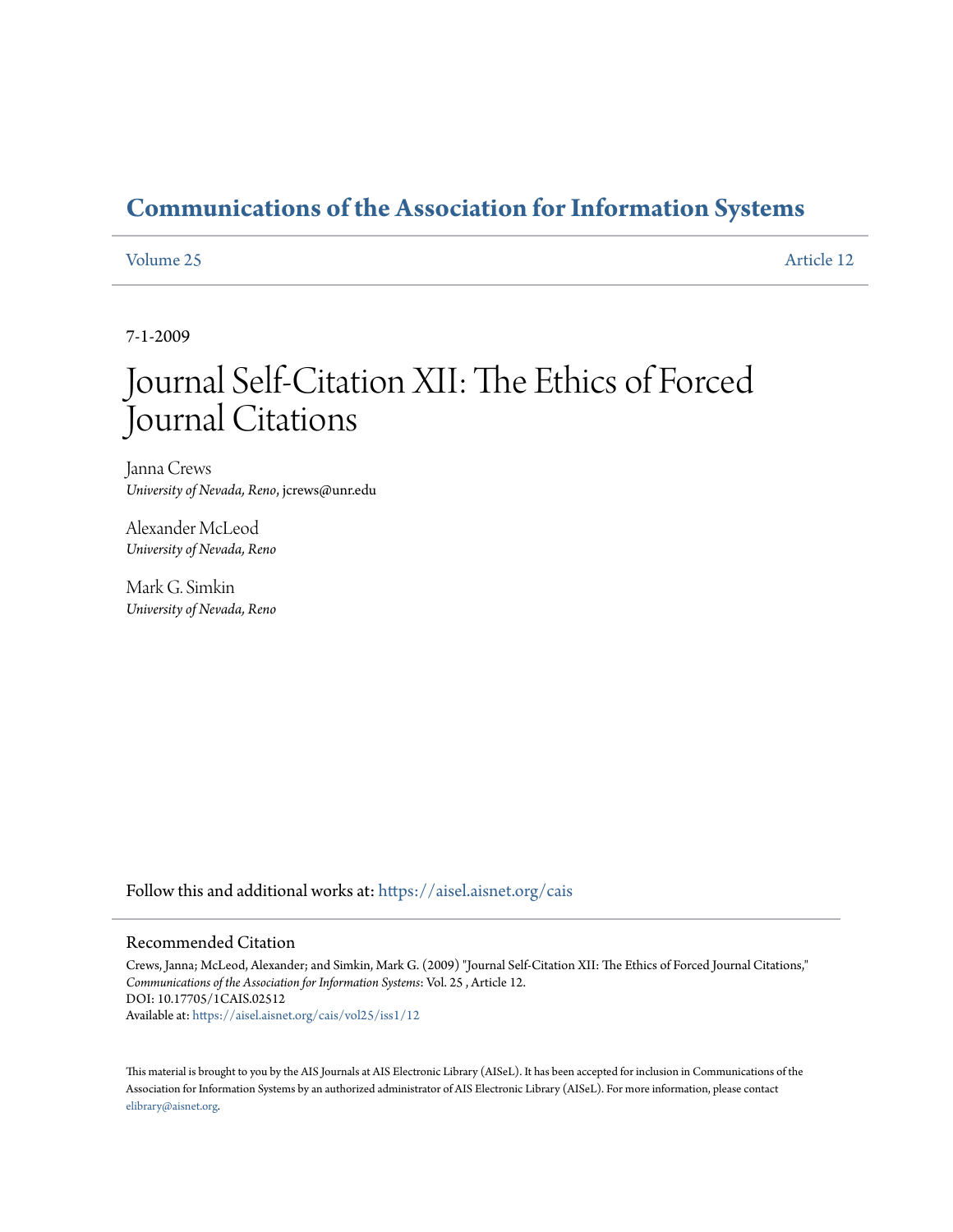# Communications of the Association for Information Systems

Volume 25 Article 12

7-1-2009

# Journal Self-Citation XII: The Ethics of Forced Journal Citations

Janna Crews
*University of Nevada, Reno*, jcrews@unr.edu

Alexander McLeod
*University of Nevada, Reno*

Mark G. Simkin
*University of Nevada, Reno*

Follow this and additional works at: https://aisel.aisnet.org/cais

## Recommended Citation

Crews, Janna; McLeod, Alexander; and Simkin, Mark G. (2009) "Journal Self-Citation XII: The Ethics of Forced Journal Citations," *Communications of the Association for Information Systems*: Vol. 25 , Article 12.
DOI: 10.17705/1CAIS.02512
Available at: https://aisel.aisnet.org/cais/vol25/iss1/12

This material is brought to you by the AIS Journals at AIS Electronic Library (AISeL). It has been accepted for inclusion in Communications of the Association for Information Systems by an authorized administrator of AIS Electronic Library (AISeL). For more information, please contact elibrary@aisnet.org.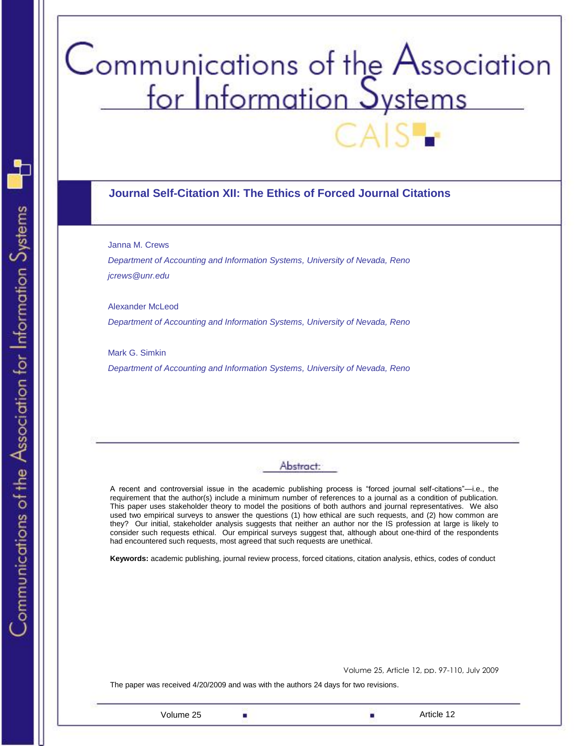# Communications of the Association for Information Systems

## Journal Self-Citation XII: The Ethics of Forced Journal Citations

Janna M. Crews

*Department of Accounting and Information Systems, University of Nevada, Reno*

*jcrews@unr.edu*

Alexander McLeod

*Department of Accounting and Information Systems, University of Nevada, Reno*

Mark G. Simkin

*Department of Accounting and Information Systems, University of Nevada, Reno*

### Abstract:

A recent and controversial issue in the academic publishing process is "forced journal self-citations"—i.e., the requirement that the author(s) include a minimum number of references to a journal as a condition of publication. This paper uses stakeholder theory to model the positions of both authors and journal representatives. We also used two empirical surveys to answer the questions (1) how ethical are such requests, and (2) how common are they? Our initial, stakeholder analysis suggests that neither an author nor the IS profession at large is likely to consider such requests ethical. Our empirical surveys suggest that, although about one-third of the respondents had encountered such requests, most agreed that such requests are unethical.

**Keywords:** academic publishing, journal review process, forced citations, citation analysis, ethics, codes of conduct

The paper was received 4/20/2009 and was with the authors 24 days for two revisions.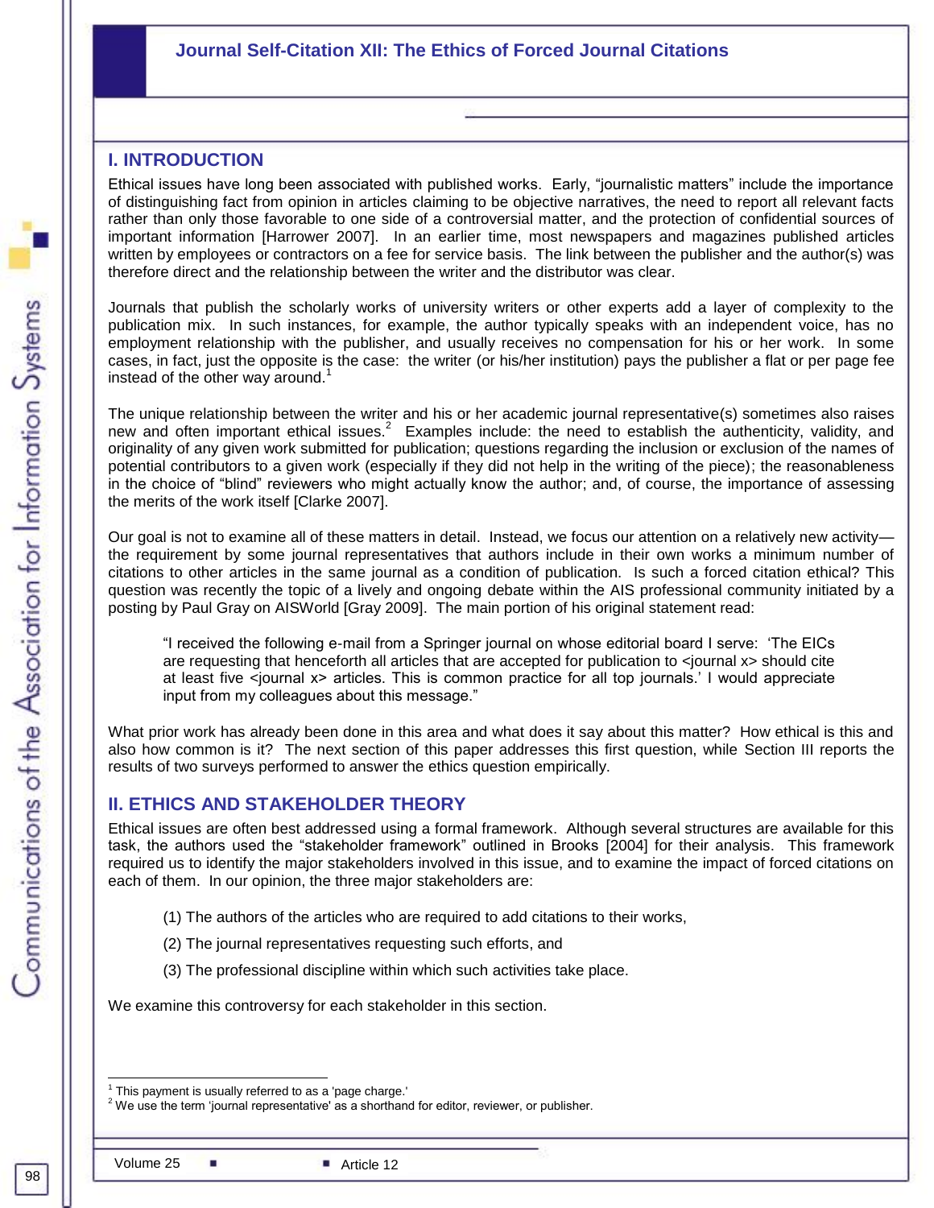## Journal Self-Citation XII: The Ethics of Forced Journal Citations

## I. INTRODUCTION

Ethical issues have long been associated with published works. Early, "journalistic matters" include the importance of distinguishing fact from opinion in articles claiming to be objective narratives, the need to report all relevant facts rather than only those favorable to one side of a controversial matter, and the protection of confidential sources of important information [Harrower 2007]. In an earlier time, most newspapers and magazines published articles written by employees or contractors on a fee for service basis. The link between the publisher and the author(s) was therefore direct and the relationship between the writer and the distributor was clear.

Journals that publish the scholarly works of university writers or other experts add a layer of complexity to the publication mix. In such instances, for example, the author typically speaks with an independent voice, has no employment relationship with the publisher, and usually receives no compensation for his or her work. In some cases, in fact, just the opposite is the case: the writer (or his/her institution) pays the publisher a flat or per page fee instead of the other way around.[1]

The unique relationship between the writer and his or her academic journal representative(s) sometimes also raises new and often important ethical issues.[2] Examples include: the need to establish the authenticity, validity, and originality of any given work submitted for publication; questions regarding the inclusion or exclusion of the names of potential contributors to a given work (especially if they did not help in the writing of the piece); the reasonableness in the choice of "blind" reviewers who might actually know the author; and, of course, the importance of assessing the merits of the work itself [Clarke 2007].

Our goal is not to examine all of these matters in detail. Instead, we focus our attention on a relatively new activity—the requirement by some journal representatives that authors include in their own works a minimum number of citations to other articles in the same journal as a condition of publication. Is such a forced citation ethical? This question was recently the topic of a lively and ongoing debate within the AIS professional community initiated by a posting by Paul Gray on AISWorld [Gray 2009]. The main portion of his original statement read:

> "I received the following e-mail from a Springer journal on whose editorial board I serve: 'The EICs are requesting that henceforth all articles that are accepted for publication to <journal x> should cite at least five <journal x> articles. This is common practice for all top journals.' I would appreciate input from my colleagues about this message."

What prior work has already been done in this area and what does it say about this matter? How ethical is this and also how common is it? The next section of this paper addresses this first question, while Section III reports the results of two surveys performed to answer the ethics question empirically.

## II. ETHICS AND STAKEHOLDER THEORY

Ethical issues are often best addressed using a formal framework. Although several structures are available for this task, the authors used the "stakeholder framework" outlined in Brooks [2004] for their analysis. This framework required us to identify the major stakeholders involved in this issue, and to examine the impact of forced citations on each of them. In our opinion, the three major stakeholders are:

(1) The authors of the articles who are required to add citations to their works,

(2) The journal representatives requesting such efforts, and

(3) The professional discipline within which such activities take place.

We examine this controversy for each stakeholder in this section.

---

[1] This payment is usually referred to as a 'page charge.'

[2] We use the term 'journal representative' as a shorthand for editor, reviewer, or publisher.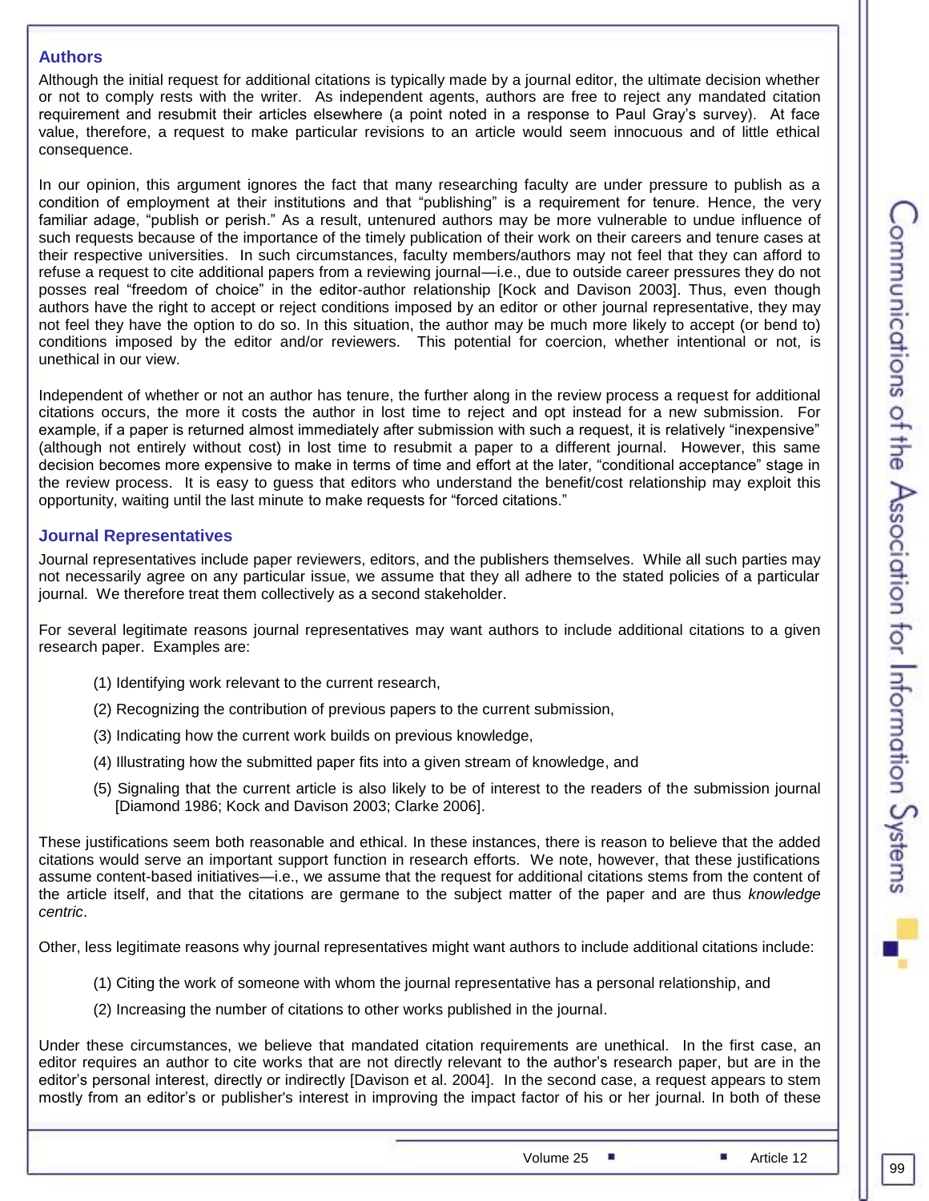### Authors

Although the initial request for additional citations is typically made by a journal editor, the ultimate decision whether or not to comply rests with the writer. As independent agents, authors are free to reject any mandated citation requirement and resubmit their articles elsewhere (a point noted in a response to Paul Gray's survey). At face value, therefore, a request to make particular revisions to an article would seem innocuous and of little ethical consequence.

In our opinion, this argument ignores the fact that many researching faculty are under pressure to publish as a condition of employment at their institutions and that "publishing" is a requirement for tenure. Hence, the very familiar adage, "publish or perish." As a result, untenured authors may be more vulnerable to undue influence of such requests because of the importance of the timely publication of their work on their careers and tenure cases at their respective universities. In such circumstances, faculty members/authors may not feel that they can afford to refuse a request to cite additional papers from a reviewing journal—i.e., due to outside career pressures they do not posses real "freedom of choice" in the editor-author relationship [Kock and Davison 2003]. Thus, even though authors have the right to accept or reject conditions imposed by an editor or other journal representative, they may not feel they have the option to do so. In this situation, the author may be much more likely to accept (or bend to) conditions imposed by the editor and/or reviewers. This potential for coercion, whether intentional or not, is unethical in our view.

Independent of whether or not an author has tenure, the further along in the review process a request for additional citations occurs, the more it costs the author in lost time to reject and opt instead for a new submission. For example, if a paper is returned almost immediately after submission with such a request, it is relatively "inexpensive" (although not entirely without cost) in lost time to resubmit a paper to a different journal. However, this same decision becomes more expensive to make in terms of time and effort at the later, "conditional acceptance" stage in the review process. It is easy to guess that editors who understand the benefit/cost relationship may exploit this opportunity, waiting until the last minute to make requests for "forced citations."

### Journal Representatives

Journal representatives include paper reviewers, editors, and the publishers themselves. While all such parties may not necessarily agree on any particular issue, we assume that they all adhere to the stated policies of a particular journal. We therefore treat them collectively as a second stakeholder.

For several legitimate reasons journal representatives may want authors to include additional citations to a given research paper. Examples are:

(1) Identifying work relevant to the current research,

(2) Recognizing the contribution of previous papers to the current submission,

(3) Indicating how the current work builds on previous knowledge,

(4) Illustrating how the submitted paper fits into a given stream of knowledge, and

(5) Signaling that the current article is also likely to be of interest to the readers of the submission journal [Diamond 1986; Kock and Davison 2003; Clarke 2006].

These justifications seem both reasonable and ethical. In these instances, there is reason to believe that the added citations would serve an important support function in research efforts. We note, however, that these justifications assume content-based initiatives—i.e., we assume that the request for additional citations stems from the content of the article itself, and that the citations are germane to the subject matter of the paper and are thus *knowledge centric*.

Other, less legitimate reasons why journal representatives might want authors to include additional citations include:

(1) Citing the work of someone with whom the journal representative has a personal relationship, and

(2) Increasing the number of citations to other works published in the journal.

Under these circumstances, we believe that mandated citation requirements are unethical. In the first case, an editor requires an author to cite works that are not directly relevant to the author's research paper, but are in the editor's personal interest, directly or indirectly [Davison et al. 2004]. In the second case, a request appears to stem mostly from an editor's or publisher's interest in improving the impact factor of his or her journal. In both of these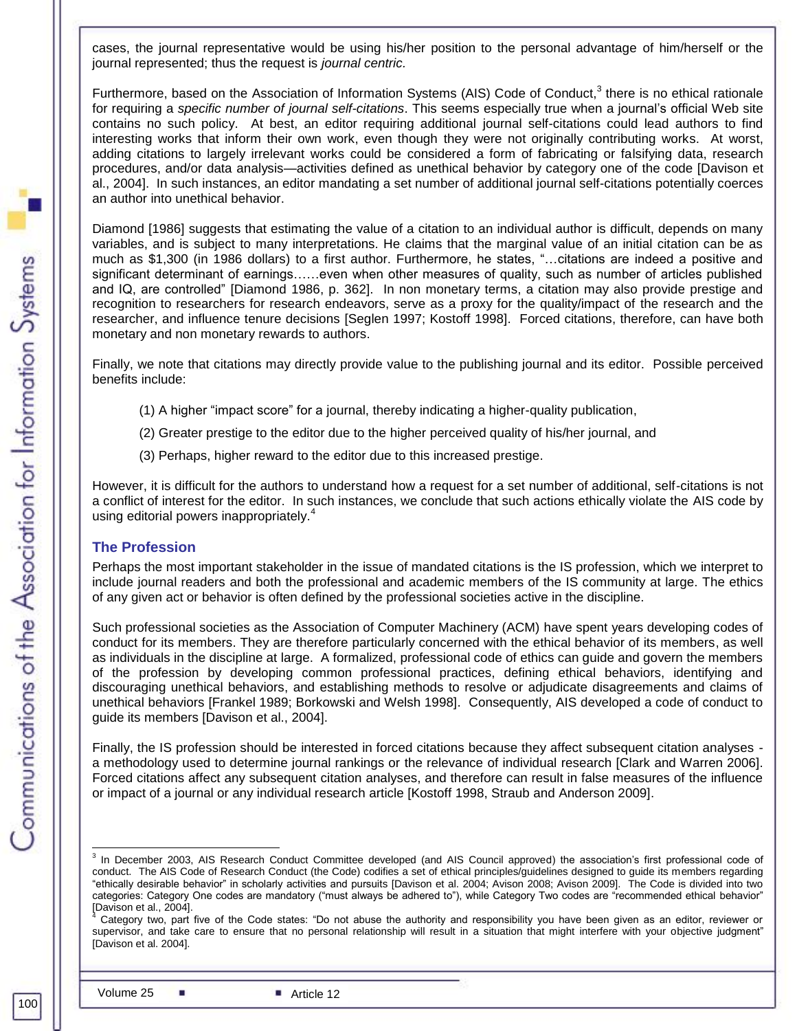cases, the journal representative would be using his/her position to the personal advantage of him/herself or the journal represented; thus the request is *journal centric.*

Furthermore, based on the Association of Information Systems (AIS) Code of Conduct,[3] there is no ethical rationale for requiring a *specific number of journal self-citations*. This seems especially true when a journal's official Web site contains no such policy. At best, an editor requiring additional journal self-citations could lead authors to find interesting works that inform their own work, even though they were not originally contributing works. At worst, adding citations to largely irrelevant works could be considered a form of fabricating or falsifying data, research procedures, and/or data analysis—activities defined as unethical behavior by category one of the code [Davison et al., 2004]. In such instances, an editor mandating a set number of additional journal self-citations potentially coerces an author into unethical behavior.

Diamond [1986] suggests that estimating the value of a citation to an individual author is difficult, depends on many variables, and is subject to many interpretations. He claims that the marginal value of an initial citation can be as much as $1,300 (in 1986 dollars) to a first author. Furthermore, he states, "…citations are indeed a positive and significant determinant of earnings……even when other measures of quality, such as number of articles published and IQ, are controlled" [Diamond 1986, p. 362]. In non monetary terms, a citation may also provide prestige and recognition to researchers for research endeavors, serve as a proxy for the quality/impact of the research and the researcher, and influence tenure decisions [Seglen 1997; Kostoff 1998]. Forced citations, therefore, can have both monetary and non monetary rewards to authors.

Finally, we note that citations may directly provide value to the publishing journal and its editor. Possible perceived benefits include:

(1) A higher "impact score" for a journal, thereby indicating a higher-quality publication,

(2) Greater prestige to the editor due to the higher perceived quality of his/her journal, and

(3) Perhaps, higher reward to the editor due to this increased prestige.

However, it is difficult for the authors to understand how a request for a set number of additional, self-citations is not a conflict of interest for the editor. In such instances, we conclude that such actions ethically violate the AIS code by using editorial powers inappropriately.[4]

### The Profession

Perhaps the most important stakeholder in the issue of mandated citations is the IS profession, which we interpret to include journal readers and both the professional and academic members of the IS community at large. The ethics of any given act or behavior is often defined by the professional societies active in the discipline.

Such professional societies as the Association of Computer Machinery (ACM) have spent years developing codes of conduct for its members. They are therefore particularly concerned with the ethical behavior of its members, as well as individuals in the discipline at large. A formalized, professional code of ethics can guide and govern the members of the profession by developing common professional practices, defining ethical behaviors, identifying and discouraging unethical behaviors, and establishing methods to resolve or adjudicate disagreements and claims of unethical behaviors [Frankel 1989; Borkowski and Welsh 1998]. Consequently, AIS developed a code of conduct to guide its members [Davison et al., 2004].

Finally, the IS profession should be interested in forced citations because they affect subsequent citation analyses - a methodology used to determine journal rankings or the relevance of individual research [Clark and Warren 2006]. Forced citations affect any subsequent citation analyses, and therefore can result in false measures of the influence or impact of a journal or any individual research article [Kostoff 1998, Straub and Anderson 2009].

---

[3] In December 2003, AIS Research Conduct Committee developed (and AIS Council approved) the association's first professional code of conduct. The AIS Code of Research Conduct (the Code) codifies a set of ethical principles/guidelines designed to guide its members regarding "ethically desirable behavior" in scholarly activities and pursuits [Davison et al. 2004; Avison 2008; Avison 2009]. The Code is divided into two categories: Category One codes are mandatory ("must always be adhered to"), while Category Two codes are "recommended ethical behavior" [Davison et al., 2004].

[4] Category two, part five of the Code states: "Do not abuse the authority and responsibility you have been given as an editor, reviewer or supervisor, and take care to ensure that no personal relationship will result in a situation that might interfere with your objective judgment" [Davison et al. 2004].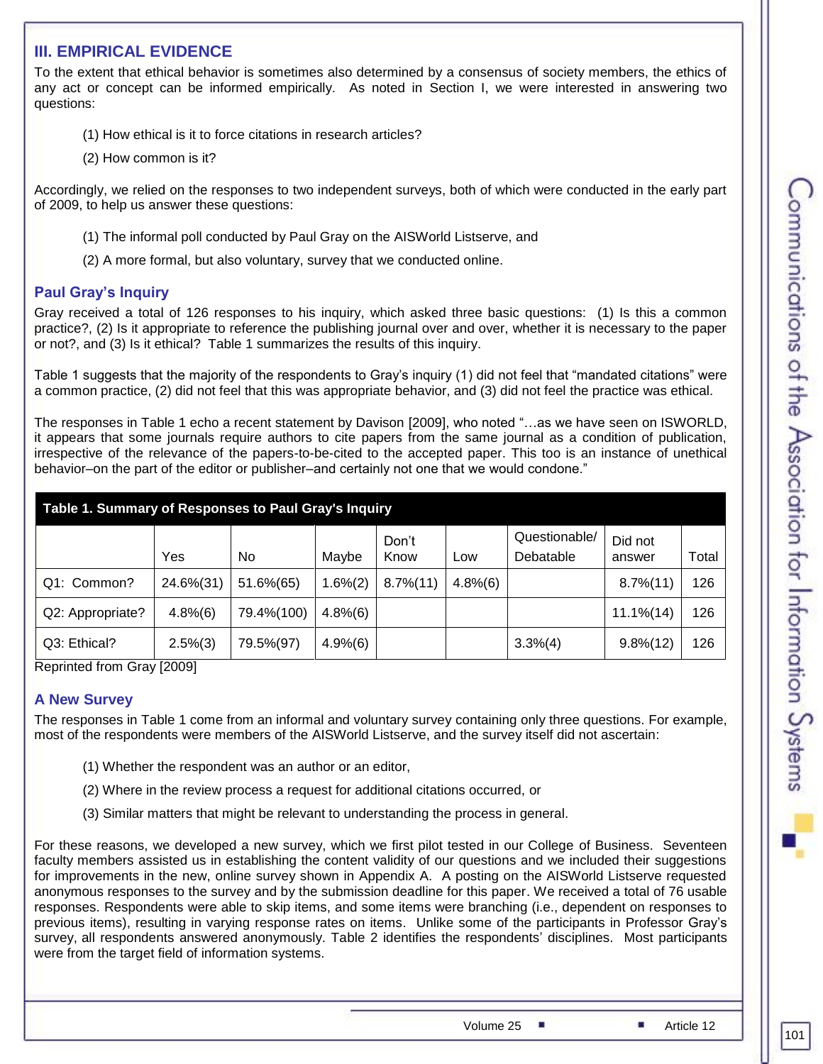## III. EMPIRICAL EVIDENCE

To the extent that ethical behavior is sometimes also determined by a consensus of society members, the ethics of any act or concept can be informed empirically. As noted in Section I, we were interested in answering two questions:

(1) How ethical is it to force citations in research articles?

(2) How common is it?

Accordingly, we relied on the responses to two independent surveys, both of which were conducted in the early part of 2009, to help us answer these questions:

(1) The informal poll conducted by Paul Gray on the AISWorld Listserve, and

(2) A more formal, but also voluntary, survey that we conducted online.

### Paul Gray's Inquiry

Gray received a total of 126 responses to his inquiry, which asked three basic questions: (1) Is this a common practice?, (2) Is it appropriate to reference the publishing journal over and over, whether it is necessary to the paper or not?, and (3) Is it ethical? Table 1 summarizes the results of this inquiry.

Table 1 suggests that the majority of the respondents to Gray's inquiry (1) did not feel that "mandated citations" were a common practice, (2) did not feel that this was appropriate behavior, and (3) did not feel the practice was ethical.

The responses in Table 1 echo a recent statement by Davison [2009], who noted "…as we have seen on ISWORLD, it appears that some journals require authors to cite papers from the same journal as a condition of publication, irrespective of the relevance of the papers-to-be-cited to the accepted paper. This too is an instance of unethical behavior–on the part of the editor or publisher–and certainly not one that we would condone."

**Table 1. Summary of Responses to Paul Gray's Inquiry**

| | Yes | No | Maybe | Don't Know | Low | Questionable/ Debatable | Did not answer | Total |
|---|---|---|---|---|---|---|---|---|
| Q1: Common? | 24.6%(31) | 51.6%(65) | 1.6%(2) | 8.7%(11) | 4.8%(6) | | 8.7%(11) | 126 |
| Q2: Appropriate? | 4.8%(6) | 79.4%(100) | 4.8%(6) | | | | 11.1%(14) | 126 |
| Q3: Ethical? | 2.5%(3) | 79.5%(97) | 4.9%(6) | | | 3.3%(4) | 9.8%(12) | 126 |

Reprinted from Gray [2009]

### A New Survey

The responses in Table 1 come from an informal and voluntary survey containing only three questions. For example, most of the respondents were members of the AISWorld Listserve, and the survey itself did not ascertain:

(1) Whether the respondent was an author or an editor,

(2) Where in the review process a request for additional citations occurred, or

(3) Similar matters that might be relevant to understanding the process in general.

For these reasons, we developed a new survey, which we first pilot tested in our College of Business. Seventeen faculty members assisted us in establishing the content validity of our questions and we included their suggestions for improvements in the new, online survey shown in Appendix A. A posting on the AISWorld Listserve requested anonymous responses to the survey and by the submission deadline for this paper. We received a total of 76 usable responses. Respondents were able to skip items, and some items were branching (i.e., dependent on responses to previous items), resulting in varying response rates on items. Unlike some of the participants in Professor Gray's survey, all respondents answered anonymously. Table 2 identifies the respondents' disciplines. Most participants were from the target field of information systems.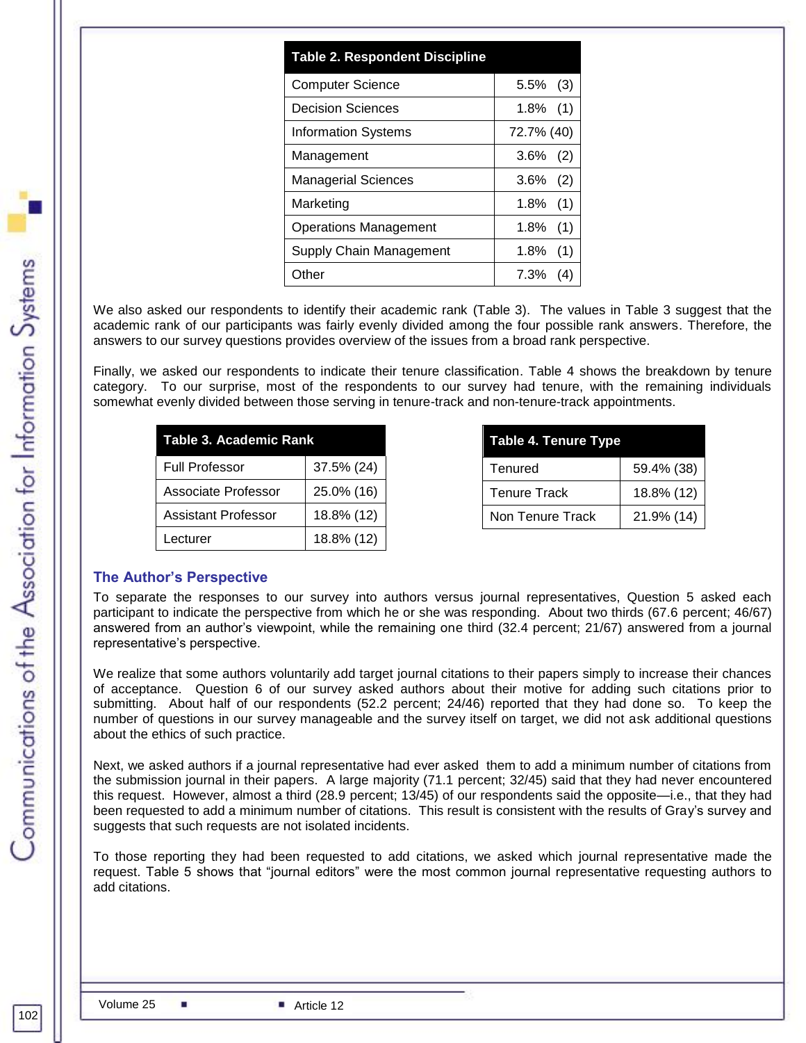| Table 2. Respondent Discipline | |
|---|---|
| Computer Science | 5.5% (3) |
| Decision Sciences | 1.8% (1) |
| Information Systems | 72.7% (40) |
| Management | 3.6% (2) |
| Managerial Sciences | 3.6% (2) |
| Marketing | 1.8% (1) |
| Operations Management | 1.8% (1) |
| Supply Chain Management | 1.8% (1) |
| Other | 7.3% (4) |

We also asked our respondents to identify their academic rank (Table 3). The values in Table 3 suggest that the academic rank of our participants was fairly evenly divided among the four possible rank answers. Therefore, the answers to our survey questions provides overview of the issues from a broad rank perspective.

Finally, we asked our respondents to indicate their tenure classification. Table 4 shows the breakdown by tenure category. To our surprise, most of the respondents to our survey had tenure, with the remaining individuals somewhat evenly divided between those serving in tenure-track and non-tenure-track appointments.

| Table 3. Academic Rank | |
|---|---|
| Full Professor | 37.5% (24) |
| Associate Professor | 25.0% (16) |
| Assistant Professor | 18.8% (12) |
| Lecturer | 18.8% (12) |

| Table 4. Tenure Type | |
|---|---|
| Tenured | 59.4% (38) |
| Tenure Track | 18.8% (12) |
| Non Tenure Track | 21.9% (14) |

### The Author's Perspective

To separate the responses to our survey into authors versus journal representatives, Question 5 asked each participant to indicate the perspective from which he or she was responding. About two thirds (67.6 percent; 46/67) answered from an author's viewpoint, while the remaining one third (32.4 percent; 21/67) answered from a journal representative's perspective.

We realize that some authors voluntarily add target journal citations to their papers simply to increase their chances of acceptance. Question 6 of our survey asked authors about their motive for adding such citations prior to submitting. About half of our respondents (52.2 percent; 24/46) reported that they had done so. To keep the number of questions in our survey manageable and the survey itself on target, we did not ask additional questions about the ethics of such practice.

Next, we asked authors if a journal representative had ever asked them to add a minimum number of citations from the submission journal in their papers. A large majority (71.1 percent; 32/45) said that they had never encountered this request. However, almost a third (28.9 percent; 13/45) of our respondents said the opposite—i.e., that they had been requested to add a minimum number of citations. This result is consistent with the results of Gray's survey and suggests that such requests are not isolated incidents.

To those reporting they had been requested to add citations, we asked which journal representative made the request. Table 5 shows that "journal editors" were the most common journal representative requesting authors to add citations.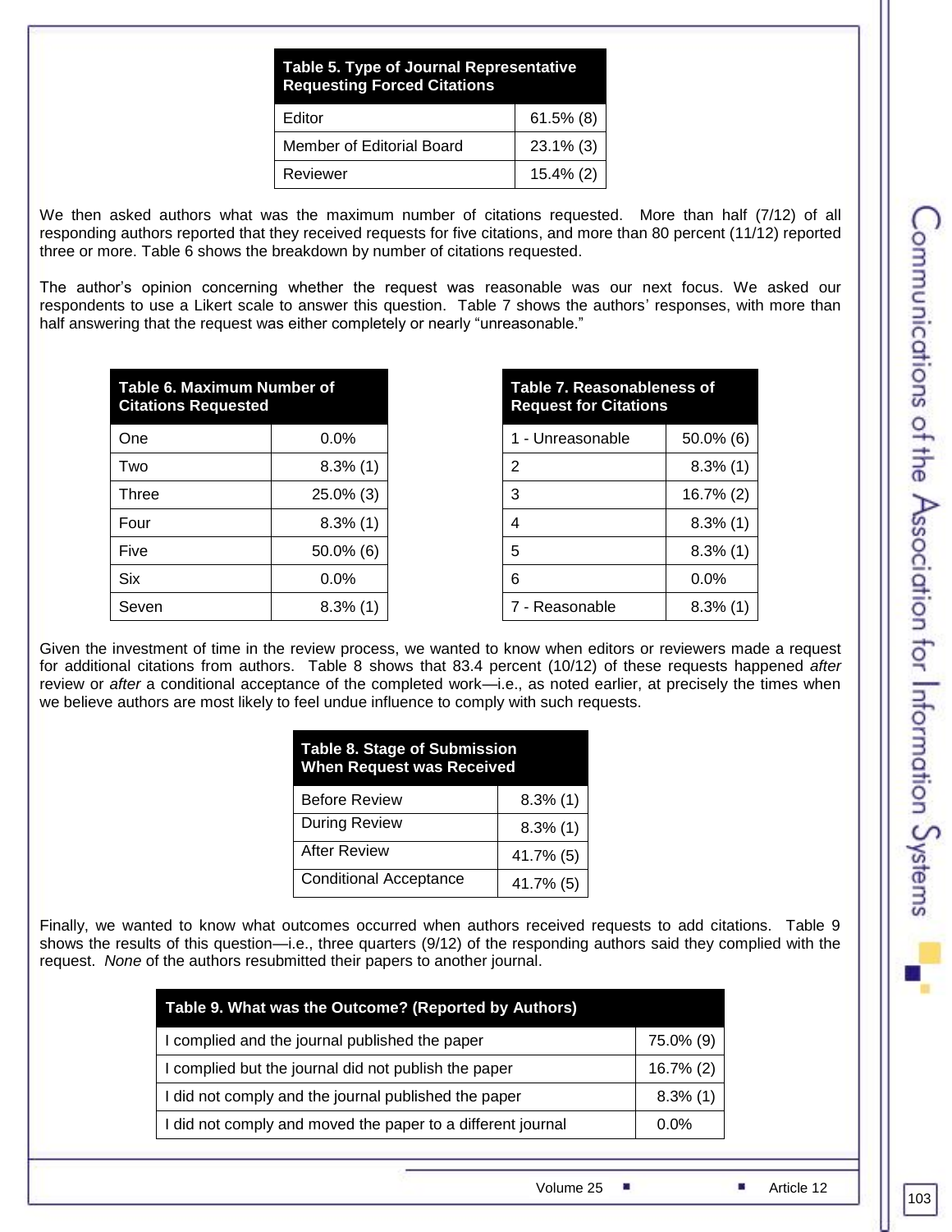| Table 5. Type of Journal Representative Requesting Forced Citations | |
|---|---|
| Editor | 61.5% (8) |
| Member of Editorial Board | 23.1% (3) |
| Reviewer | 15.4% (2) |

We then asked authors what was the maximum number of citations requested. More than half (7/12) of all responding authors reported that they received requests for five citations, and more than 80 percent (11/12) reported three or more. Table 6 shows the breakdown by number of citations requested.

The author's opinion concerning whether the request was reasonable was our next focus. We asked our respondents to use a Likert scale to answer this question. Table 7 shows the authors' responses, with more than half answering that the request was either completely or nearly "unreasonable."

| Table 6. Maximum Number of Citations Requested | |
|---|---|
| One | 0.0% |
| Two | 8.3% (1) |
| Three | 25.0% (3) |
| Four | 8.3% (1) |
| Five | 50.0% (6) |
| Six | 0.0% |
| Seven | 8.3% (1) |

| Table 7. Reasonableness of Request for Citations | |
|---|---|
| 1 - Unreasonable | 50.0% (6) |
| 2 | 8.3% (1) |
| 3 | 16.7% (2) |
| 4 | 8.3% (1) |
| 5 | 8.3% (1) |
| 6 | 0.0% |
| 7 - Reasonable | 8.3% (1) |

Given the investment of time in the review process, we wanted to know when editors or reviewers made a request for additional citations from authors. Table 8 shows that 83.4 percent (10/12) of these requests happened *after* review or *after* a conditional acceptance of the completed work—i.e., as noted earlier, at precisely the times when we believe authors are most likely to feel undue influence to comply with such requests.

| Table 8. Stage of Submission When Request was Received | |
|---|---|
| Before Review | 8.3% (1) |
| During Review | 8.3% (1) |
| After Review | 41.7% (5) |
| Conditional Acceptance | 41.7% (5) |

Finally, we wanted to know what outcomes occurred when authors received requests to add citations. Table 9 shows the results of this question—i.e., three quarters (9/12) of the responding authors said they complied with the request. *None* of the authors resubmitted their papers to another journal.

| Table 9. What was the Outcome? (Reported by Authors) | |
|---|---|
| I complied and the journal published the paper | 75.0% (9) |
| I complied but the journal did not publish the paper | 16.7% (2) |
| I did not comply and the journal published the paper | 8.3% (1) |
| I did not comply and moved the paper to a different journal | 0.0% |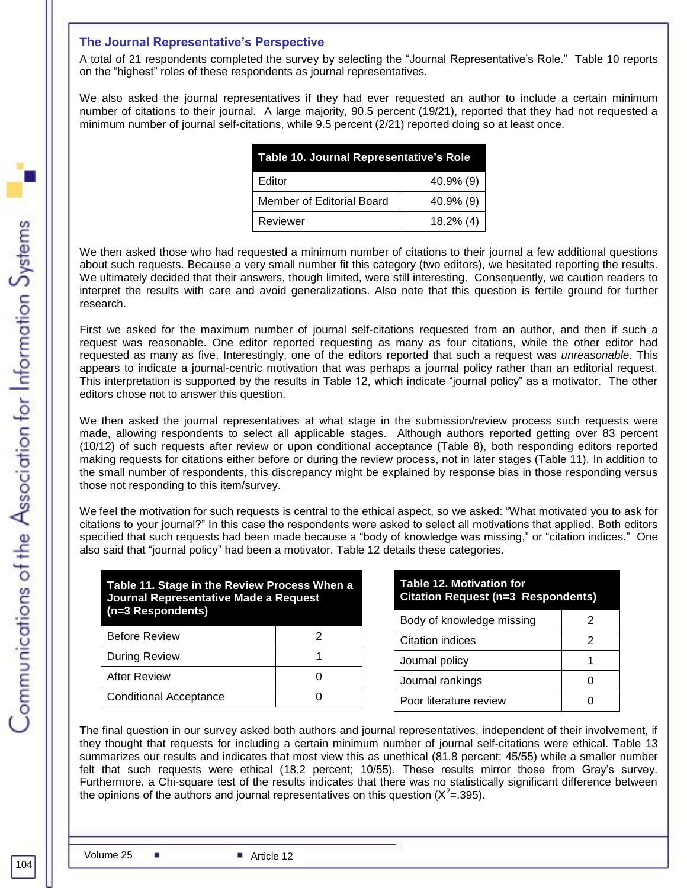### The Journal Representative's Perspective

A total of 21 respondents completed the survey by selecting the "Journal Representative's Role." Table 10 reports on the "highest" roles of these respondents as journal representatives.

We also asked the journal representatives if they had ever requested an author to include a certain minimum number of citations to their journal. A large majority, 90.5 percent (19/21), reported that they had not requested a minimum number of journal self-citations, while 9.5 percent (2/21) reported doing so at least once.

| Table 10. Journal Representative's Role | |
|---|---|
| Editor | 40.9% (9) |
| Member of Editorial Board | 40.9% (9) |
| Reviewer | 18.2% (4) |

We then asked those who had requested a minimum number of citations to their journal a few additional questions about such requests. Because a very small number fit this category (two editors), we hesitated reporting the results. We ultimately decided that their answers, though limited, were still interesting. Consequently, we caution readers to interpret the results with care and avoid generalizations. Also note that this question is fertile ground for further research.

First we asked for the maximum number of journal self-citations requested from an author, and then if such a request was reasonable. One editor reported requesting as many as four citations, while the other editor had requested as many as five. Interestingly, one of the editors reported that such a request was *unreasonable*. This appears to indicate a journal-centric motivation that was perhaps a journal policy rather than an editorial request. This interpretation is supported by the results in Table 12, which indicate "journal policy" as a motivator. The other editors chose not to answer this question.

We then asked the journal representatives at what stage in the submission/review process such requests were made, allowing respondents to select all applicable stages. Although authors reported getting over 83 percent (10/12) of such requests after review or upon conditional acceptance (Table 8), both responding editors reported making requests for citations either before or during the review process, not in later stages (Table 11). In addition to the small number of respondents, this discrepancy might be explained by response bias in those responding versus those not responding to this item/survey.

We feel the motivation for such requests is central to the ethical aspect, so we asked: "What motivated you to ask for citations to your journal?" In this case the respondents were asked to select all motivations that applied. Both editors specified that such requests had been made because a "body of knowledge was missing," or "citation indices." One also said that "journal policy" had been a motivator. Table 12 details these categories.

| Table 11. Stage in the Review Process When a Journal Representative Made a Request (n=3 Respondents) | |
|---|---|
| Before Review | 2 |
| During Review | 1 |
| After Review | 0 |
| Conditional Acceptance | 0 |

| Table 12. Motivation for Citation Request (n=3 Respondents) | |
|---|---|
| Body of knowledge missing | 2 |
| Citation indices | 2 |
| Journal policy | 1 |
| Journal rankings | 0 |
| Poor literature review | 0 |

The final question in our survey asked both authors and journal representatives, independent of their involvement, if they thought that requests for including a certain minimum number of journal self-citations were ethical. Table 13 summarizes our results and indicates that most view this as unethical (81.8 percent; 45/55) while a smaller number felt that such requests were ethical (18.2 percent; 10/55). These results mirror those from Gray's survey. Furthermore, a Chi-square test of the results indicates that there was no statistically significant difference between the opinions of the authors and journal representatives on this question ($X^2$=.395).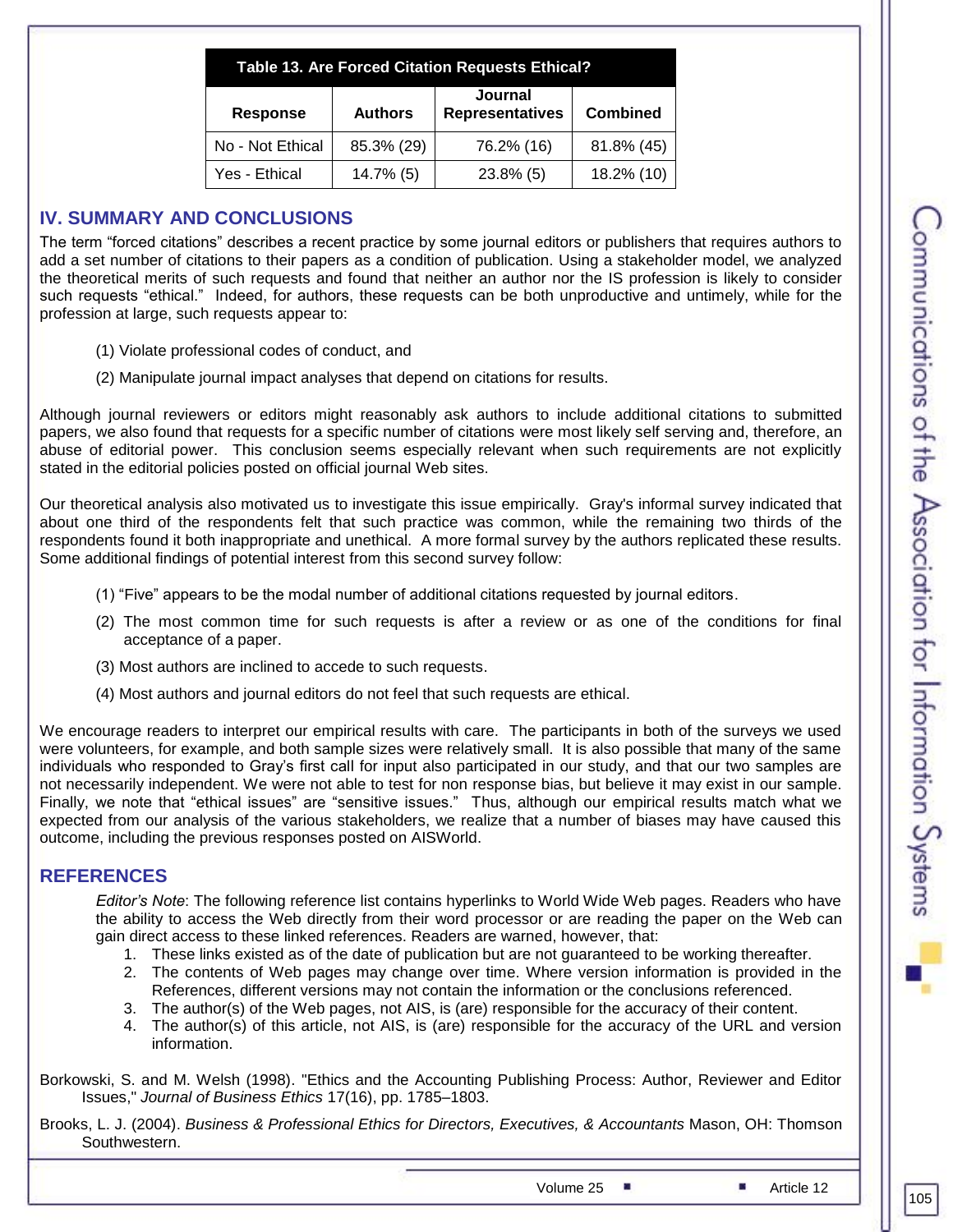**Table 13. Are Forced Citation Requests Ethical?**

| Response | Authors | Journal Representatives | Combined |
|---|---|---|---|
| No - Not Ethical | 85.3% (29) | 76.2% (16) | 81.8% (45) |
| Yes - Ethical | 14.7% (5) | 23.8% (5) | 18.2% (10) |

## IV. SUMMARY AND CONCLUSIONS

The term "forced citations" describes a recent practice by some journal editors or publishers that requires authors to add a set number of citations to their papers as a condition of publication. Using a stakeholder model, we analyzed the theoretical merits of such requests and found that neither an author nor the IS profession is likely to consider such requests "ethical." Indeed, for authors, these requests can be both unproductive and untimely, while for the profession at large, such requests appear to:

(1) Violate professional codes of conduct, and

(2) Manipulate journal impact analyses that depend on citations for results.

Although journal reviewers or editors might reasonably ask authors to include additional citations to submitted papers, we also found that requests for a specific number of citations were most likely self serving and, therefore, an abuse of editorial power. This conclusion seems especially relevant when such requirements are not explicitly stated in the editorial policies posted on official journal Web sites.

Our theoretical analysis also motivated us to investigate this issue empirically. Gray's informal survey indicated that about one third of the respondents felt that such practice was common, while the remaining two thirds of the respondents found it both inappropriate and unethical. A more formal survey by the authors replicated these results. Some additional findings of potential interest from this second survey follow:

(1) "Five" appears to be the modal number of additional citations requested by journal editors.

(2) The most common time for such requests is after a review or as one of the conditions for final acceptance of a paper.

(3) Most authors are inclined to accede to such requests.

(4) Most authors and journal editors do not feel that such requests are ethical.

We encourage readers to interpret our empirical results with care. The participants in both of the surveys we used were volunteers, for example, and both sample sizes were relatively small. It is also possible that many of the same individuals who responded to Gray's first call for input also participated in our study, and that our two samples are not necessarily independent. We were not able to test for non response bias, but believe it may exist in our sample. Finally, we note that "ethical issues" are "sensitive issues." Thus, although our empirical results match what we expected from our analysis of the various stakeholders, we realize that a number of biases may have caused this outcome, including the previous responses posted on AISWorld.

## REFERENCES

*Editor's Note*: The following reference list contains hyperlinks to World Wide Web pages. Readers who have the ability to access the Web directly from their word processor or are reading the paper on the Web can gain direct access to these linked references. Readers are warned, however, that:

1. These links existed as of the date of publication but are not guaranteed to be working thereafter.
2. The contents of Web pages may change over time. Where version information is provided in the References, different versions may not contain the information or the conclusions referenced.
3. The author(s) of the Web pages, not AIS, is (are) responsible for the accuracy of their content.
4. The author(s) of this article, not AIS, is (are) responsible for the accuracy of the URL and version information.

Borkowski, S. and M. Welsh (1998). "Ethics and the Accounting Publishing Process: Author, Reviewer and Editor Issues," *Journal of Business Ethics* 17(16), pp. 1785–1803.

Brooks, L. J. (2004). *Business & Professional Ethics for Directors, Executives, & Accountants* Mason, OH: Thomson Southwestern.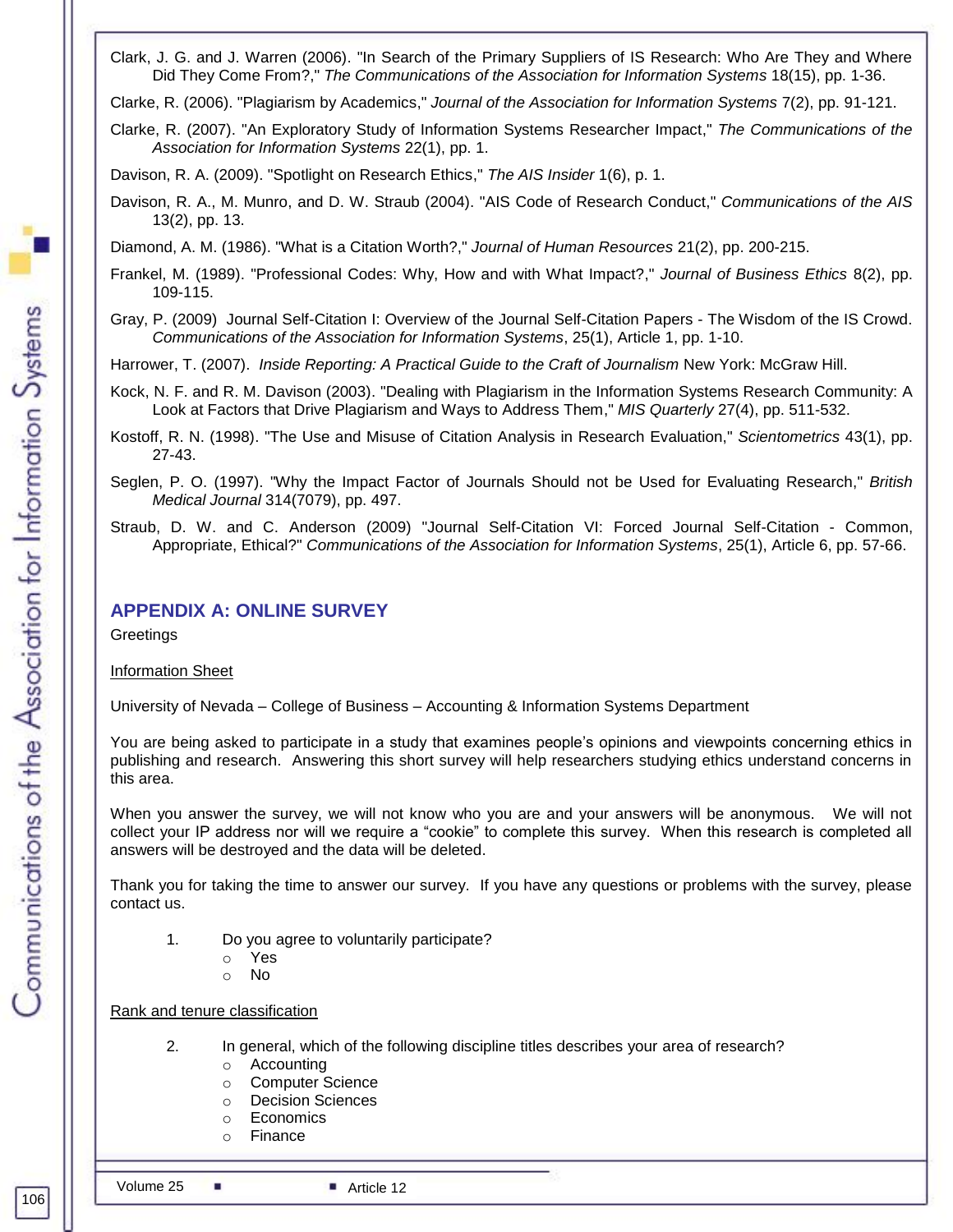Clark, J. G. and J. Warren (2006). "In Search of the Primary Suppliers of IS Research: Who Are They and Where Did They Come From?," *The Communications of the Association for Information Systems* 18(15), pp. 1-36.

Clarke, R. (2006). "Plagiarism by Academics," *Journal of the Association for Information Systems* 7(2), pp. 91-121.

Clarke, R. (2007). "An Exploratory Study of Information Systems Researcher Impact," *The Communications of the Association for Information Systems* 22(1), pp. 1.

Davison, R. A. (2009). "Spotlight on Research Ethics," *The AIS Insider* 1(6), p. 1.

Davison, R. A., M. Munro, and D. W. Straub (2004). "AIS Code of Research Conduct," *Communications of the AIS* 13(2), pp. 13.

Diamond, A. M. (1986). "What is a Citation Worth?," *Journal of Human Resources* 21(2), pp. 200-215.

Frankel, M. (1989). "Professional Codes: Why, How and with What Impact?," *Journal of Business Ethics* 8(2), pp. 109-115.

Gray, P. (2009) Journal Self-Citation I: Overview of the Journal Self-Citation Papers - The Wisdom of the IS Crowd. *Communications of the Association for Information Systems*, 25(1), Article 1, pp. 1-10.

Harrower, T. (2007). *Inside Reporting: A Practical Guide to the Craft of Journalism* New York: McGraw Hill.

Kock, N. F. and R. M. Davison (2003). "Dealing with Plagiarism in the Information Systems Research Community: A Look at Factors that Drive Plagiarism and Ways to Address Them," *MIS Quarterly* 27(4), pp. 511-532.

Kostoff, R. N. (1998). "The Use and Misuse of Citation Analysis in Research Evaluation," *Scientometrics* 43(1), pp. 27-43.

Seglen, P. O. (1997). "Why the Impact Factor of Journals Should not be Used for Evaluating Research," *British Medical Journal* 314(7079), pp. 497.

Straub, D. W. and C. Anderson (2009) "Journal Self-Citation VI: Forced Journal Self-Citation - Common, Appropriate, Ethical?" *Communications of the Association for Information Systems*, 25(1), Article 6, pp. 57-66.

## APPENDIX A: ONLINE SURVEY

Greetings

Information Sheet

University of Nevada – College of Business – Accounting & Information Systems Department

You are being asked to participate in a study that examines people's opinions and viewpoints concerning ethics in publishing and research. Answering this short survey will help researchers studying ethics understand concerns in this area.

When you answer the survey, we will not know who you are and your answers will be anonymous. We will not collect your IP address nor will we require a "cookie" to complete this survey. When this research is completed all answers will be destroyed and the data will be deleted.

Thank you for taking the time to answer our survey. If you have any questions or problems with the survey, please contact us.

1. Do you agree to voluntarily participate?
   - Yes
   - No

Rank and tenure classification

2. In general, which of the following discipline titles describes your area of research?
   - Accounting
   - Computer Science
   - Decision Sciences
   - Economics
   - Finance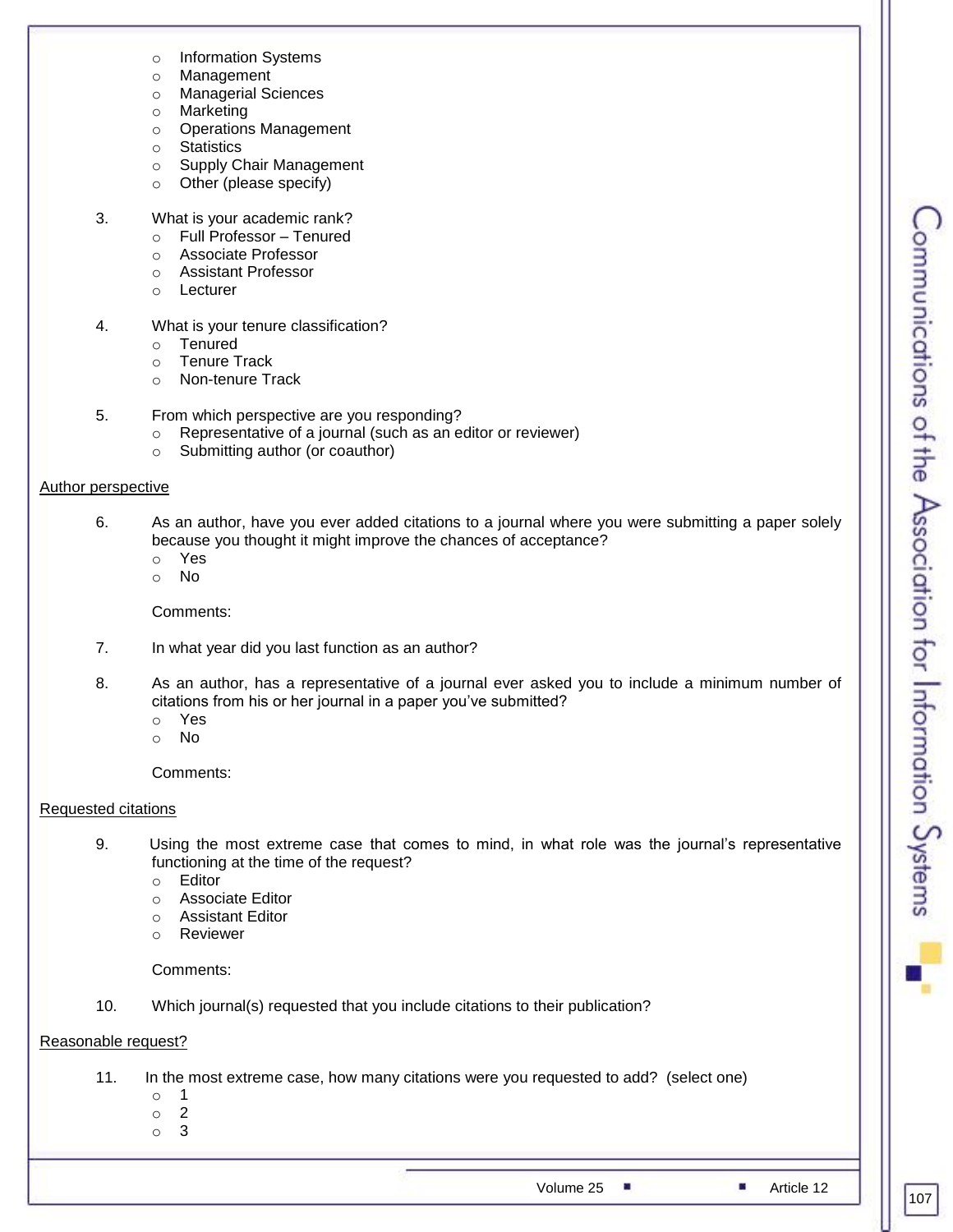- Information Systems
- Management
- Managerial Sciences
- Marketing
- Operations Management
- Statistics
- Supply Chair Management
- Other (please specify)

3. What is your academic rank?
   - Full Professor – Tenured
   - Associate Professor
   - Assistant Professor
   - Lecturer

4. What is your tenure classification?
   - Tenured
   - Tenure Track
   - Non-tenure Track

5. From which perspective are you responding?
   - Representative of a journal (such as an editor or reviewer)
   - Submitting author (or coauthor)

<u>Author perspective</u>

6. As an author, have you ever added citations to a journal where you were submitting a paper solely because you thought it might improve the chances of acceptance?
   - Yes
   - No

   Comments:

7. In what year did you last function as an author?

8. As an author, has a representative of a journal ever asked you to include a minimum number of citations from his or her journal in a paper you've submitted?
   - Yes
   - No

   Comments:

<u>Requested citations</u>

9. Using the most extreme case that comes to mind, in what role was the journal's representative functioning at the time of the request?
   - Editor
   - Associate Editor
   - Assistant Editor
   - Reviewer

   Comments:

10. Which journal(s) requested that you include citations to their publication?

<u>Reasonable request?</u>

11. In the most extreme case, how many citations were you requested to add? (select one)
    - 1
    - 2
    - 3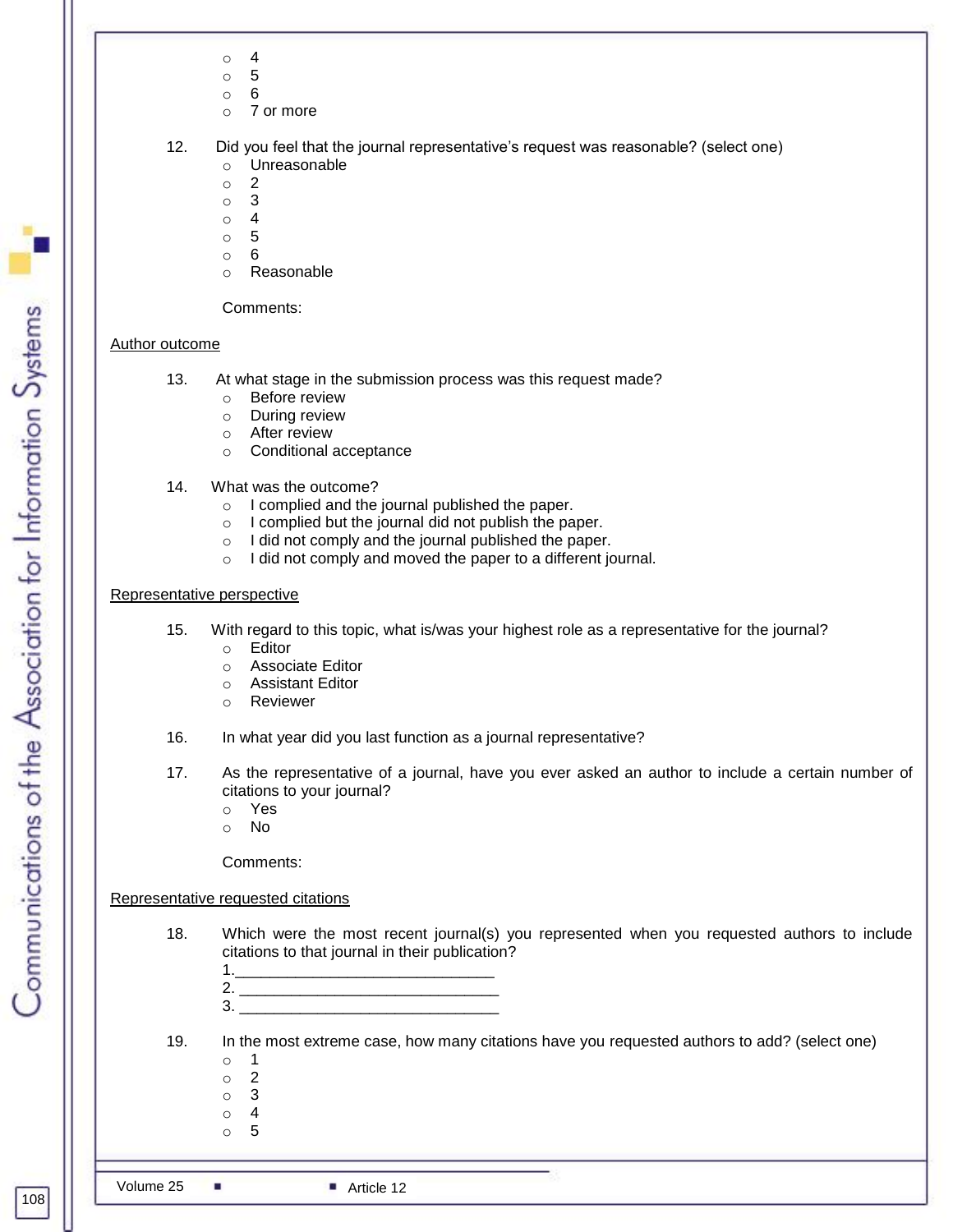- 4
- 5
- 6
- 7 or more

12. Did you feel that the journal representative's request was reasonable? (select one)
    - Unreasonable
    - 2
    - 3
    - 4
    - 5
    - 6
    - Reasonable

    Comments:

<u>Author outcome</u>

13. At what stage in the submission process was this request made?
    - Before review
    - During review
    - After review
    - Conditional acceptance

14. What was the outcome?
    - I complied and the journal published the paper.
    - I complied but the journal did not publish the paper.
    - I did not comply and the journal published the paper.
    - I did not comply and moved the paper to a different journal.

<u>Representative perspective</u>

15. With regard to this topic, what is/was your highest role as a representative for the journal?
    - Editor
    - Associate Editor
    - Assistant Editor
    - Reviewer

16. In what year did you last function as a journal representative?

17. As the representative of a journal, have you ever asked an author to include a certain number of citations to your journal?
    - Yes
    - No

    Comments:

<u>Representative requested citations</u>

18. Which were the most recent journal(s) you represented when you requested authors to include citations to that journal in their publication?
    1.______________________________
    2. ______________________________
    3. ______________________________

19. In the most extreme case, how many citations have you requested authors to add? (select one)
    - 1
    - 2
    - 3
    - 4
    - 5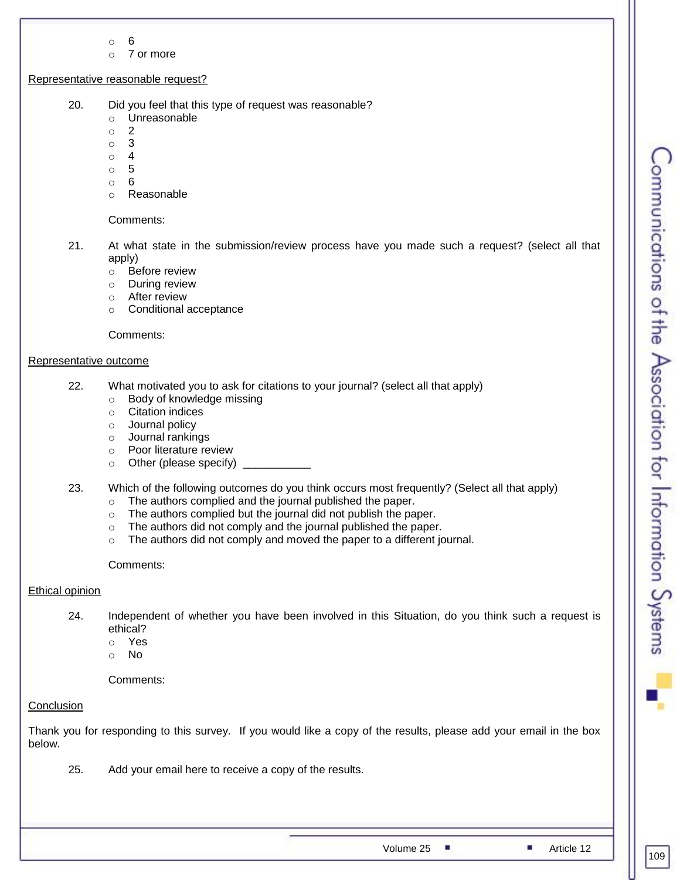- 6
- 7 or more

Representative reasonable request?

20. Did you feel that this type of request was reasonable?
    - Unreasonable
    - 2
    - 3
    - 4
    - 5
    - 6
    - Reasonable

    Comments:

21. At what state in the submission/review process have you made such a request? (select all that apply)
    - Before review
    - During review
    - After review
    - Conditional acceptance

    Comments:

Representative outcome

22. What motivated you to ask for citations to your journal? (select all that apply)
    - Body of knowledge missing
    - Citation indices
    - Journal policy
    - Journal rankings
    - Poor literature review
    - Other (please specify) ___________

23. Which of the following outcomes do you think occurs most frequently? (Select all that apply)
    - The authors complied and the journal published the paper.
    - The authors complied but the journal did not publish the paper.
    - The authors did not comply and the journal published the paper.
    - The authors did not comply and moved the paper to a different journal.

    Comments:

Ethical opinion

24. Independent of whether you have been involved in this Situation, do you think such a request is ethical?
    - Yes
    - No

    Comments:

Conclusion

Thank you for responding to this survey. If you would like a copy of the results, please add your email in the box below.

25. Add your email here to receive a copy of the results.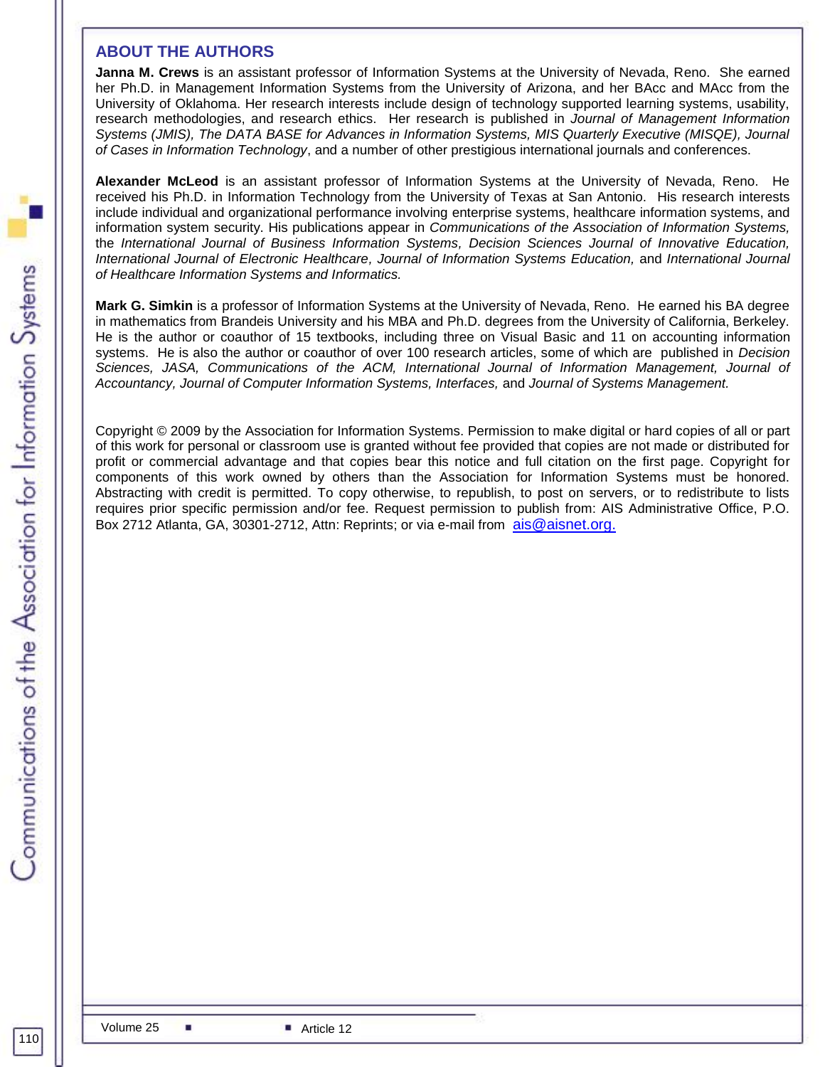## ABOUT THE AUTHORS

**Janna M. Crews** is an assistant professor of Information Systems at the University of Nevada, Reno. She earned her Ph.D. in Management Information Systems from the University of Arizona, and her BAcc and MAcc from the University of Oklahoma. Her research interests include design of technology supported learning systems, usability, research methodologies, and research ethics. Her research is published in *Journal of Management Information Systems (JMIS), The DATA BASE for Advances in Information Systems, MIS Quarterly Executive (MISQE), Journal of Cases in Information Technology*, and a number of other prestigious international journals and conferences.

**Alexander McLeod** is an assistant professor of Information Systems at the University of Nevada, Reno. He received his Ph.D. in Information Technology from the University of Texas at San Antonio. His research interests include individual and organizational performance involving enterprise systems, healthcare information systems, and information system security. His publications appear in *Communications of the Association of Information Systems,* the *International Journal of Business Information Systems, Decision Sciences Journal of Innovative Education, International Journal of Electronic Healthcare, Journal of Information Systems Education,* and *International Journal of Healthcare Information Systems and Informatics.*

**Mark G. Simkin** is a professor of Information Systems at the University of Nevada, Reno. He earned his BA degree in mathematics from Brandeis University and his MBA and Ph.D. degrees from the University of California, Berkeley. He is the author or coauthor of 15 textbooks, including three on Visual Basic and 11 on accounting information systems. He is also the author or coauthor of over 100 research articles, some of which are published in *Decision Sciences, JASA, Communications of the ACM, International Journal of Information Management, Journal of Accountancy, Journal of Computer Information Systems, Interfaces,* and *Journal of Systems Management.*

Copyright © 2009 by the Association for Information Systems. Permission to make digital or hard copies of all or part of this work for personal or classroom use is granted without fee provided that copies are not made or distributed for profit or commercial advantage and that copies bear this notice and full citation on the first page. Copyright for components of this work owned by others than the Association for Information Systems must be honored. Abstracting with credit is permitted. To copy otherwise, to republish, to post on servers, or to redistribute to lists requires prior specific permission and/or fee. Request permission to publish from: AIS Administrative Office, P.O. Box 2712 Atlanta, GA, 30301-2712, Attn: Reprints; or via e-mail from ais@aisnet.org.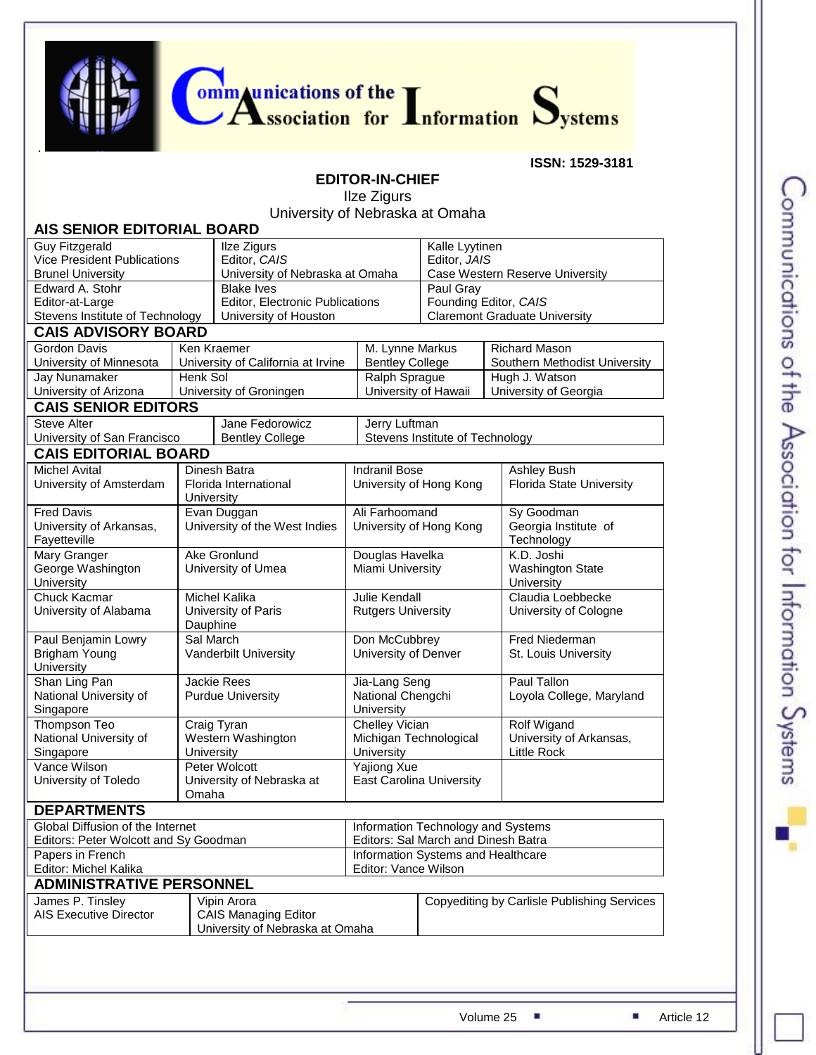# Communications of the Association for Information Systems

ISSN: 1529-3181

**EDITOR-IN-CHIEF**
Ilze Zigurs
University of Nebraska at Omaha

## AIS SENIOR EDITORIAL BOARD

| | | |
|---|---|---|
| Guy Fitzgerald<br>Vice President Publications<br>Brunel University | Ilze Zigurs<br>Editor, *CAIS*<br>University of Nebraska at Omaha | Kalle Lyytinen<br>Editor, *JAIS*<br>Case Western Reserve University |
| Edward A. Stohr<br>Editor-at-Large<br>Stevens Institute of Technology | Blake Ives<br>Editor, Electronic Publications<br>University of Houston | Paul Gray<br>Founding Editor, *CAIS*<br>Claremont Graduate University |

## CAIS ADVISORY BOARD

| | | | |
|---|---|---|---|
| Gordon Davis<br>University of Minnesota | Ken Kraemer<br>University of California at Irvine | M. Lynne Markus<br>Bentley College | Richard Mason<br>Southern Methodist University |
| Jay Nunamaker<br>University of Arizona | Henk Sol<br>University of Groningen | Ralph Sprague<br>University of Hawaii | Hugh J. Watson<br>University of Georgia |

## CAIS SENIOR EDITORS

| | | |
|---|---|---|
| Steve Alter<br>University of San Francisco | Jane Fedorowicz<br>Bentley College | Jerry Luftman<br>Stevens Institute of Technology |

## CAIS EDITORIAL BOARD

| | | | |
|---|---|---|---|
| Michel Avital<br>University of Amsterdam | Dinesh Batra<br>Florida International University | Indranil Bose<br>University of Hong Kong | Ashley Bush<br>Florida State University |
| Fred Davis<br>University of Arkansas, Fayetteville | Evan Duggan<br>University of the West Indies | Ali Farhoomand<br>University of Hong Kong | Sy Goodman<br>Georgia Institute of Technology |
| Mary Granger<br>George Washington University | Ake Gronlund<br>University of Umea | Douglas Havelka<br>Miami University | K.D. Joshi<br>Washington State University |
| Chuck Kacmar<br>University of Alabama | Michel Kalika<br>University of Paris Dauphine | Julie Kendall<br>Rutgers University | Claudia Loebbecke<br>University of Cologne |
| Paul Benjamin Lowry<br>Brigham Young University | Sal March<br>Vanderbilt University | Don McCubbrey<br>University of Denver | Fred Niederman<br>St. Louis University |
| Shan Ling Pan<br>National University of Singapore | Jackie Rees<br>Purdue University | Jia-Lang Seng<br>National Chengchi University | Paul Tallon<br>Loyola College, Maryland |
| Thompson Teo<br>National University of Singapore | Craig Tyran<br>Western Washington University | Chelley Vician<br>Michigan Technological University | Rolf Wigand<br>University of Arkansas, Little Rock |
| Vance Wilson<br>University of Toledo | Peter Wolcott<br>University of Nebraska at Omaha | Yajiong Xue<br>East Carolina University | |

## DEPARTMENTS

| | |
|---|---|
| Global Diffusion of the Internet<br>Editors: Peter Wolcott and Sy Goodman | Information Technology and Systems<br>Editors: Sal March and Dinesh Batra |
| Papers in French<br>Editor: Michel Kalika | Information Systems and Healthcare<br>Editor: Vance Wilson |

## ADMINISTRATIVE PERSONNEL

| | | |
|---|---|---|
| James P. Tinsley<br>AIS Executive Director | Vipin Arora<br>CAIS Managing Editor<br>University of Nebraska at Omaha | Copyediting by Carlisle Publishing Services |